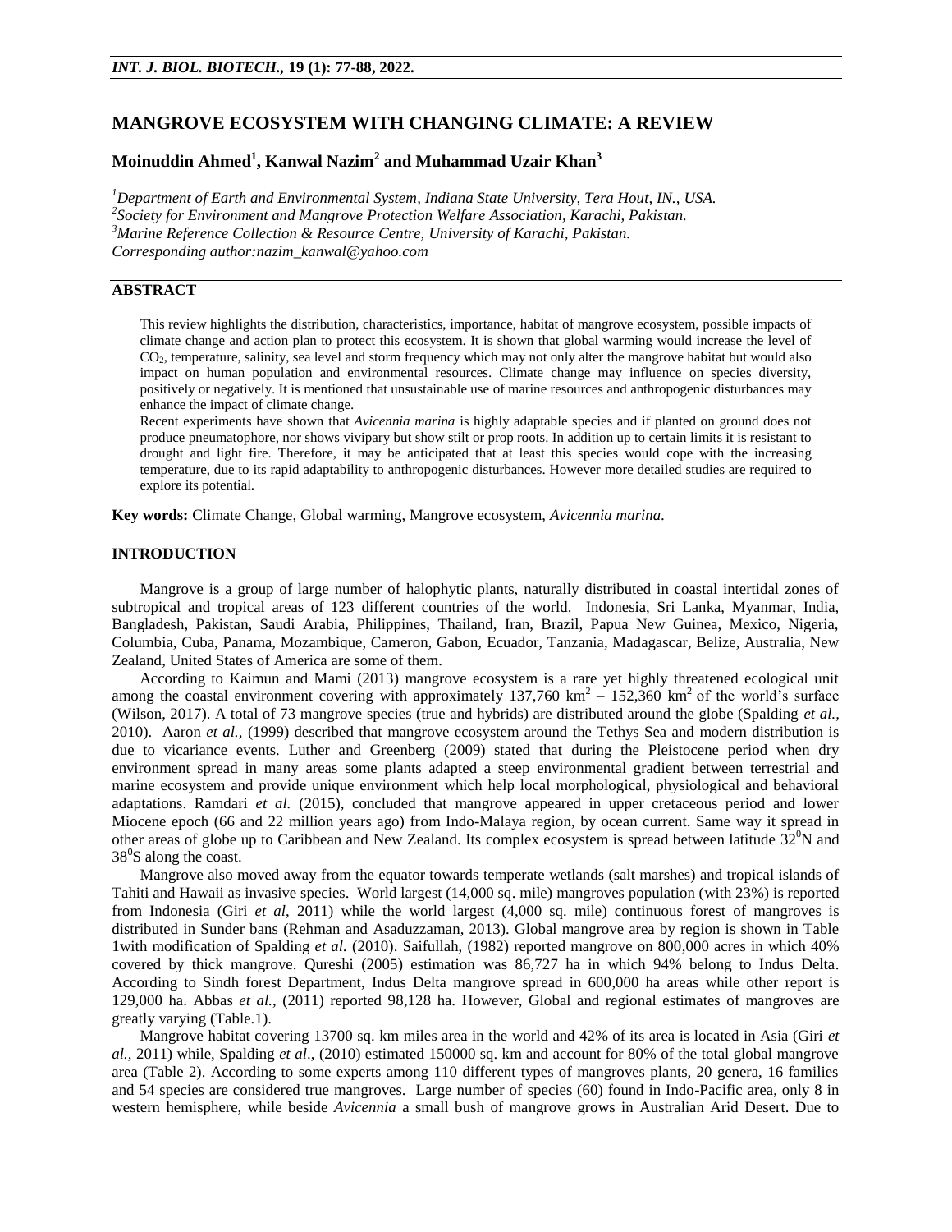# MANGROVE ECOSYSTEM WITH CHANGING CLIMATE: A REVIEW

**Moinuddin Ahmed[1], Kanwal Nazim[2] and Muhammad Uzair Khan[3]**

*[1]Department of Earth and Environmental System, Indiana State University, Tera Hout, IN., USA.*
*[2]Society for Environment and Mangrove Protection Welfare Association, Karachi, Pakistan.*
*[3]Marine Reference Collection & Resource Centre, University of Karachi, Pakistan.*
*Corresponding author:nazim_kanwal@yahoo.com*

## ABSTRACT

This review highlights the distribution, characteristics, importance, habitat of mangrove ecosystem, possible impacts of climate change and action plan to protect this ecosystem. It is shown that global warming would increase the level of $CO_2$, temperature, salinity, sea level and storm frequency which may not only alter the mangrove habitat but would also impact on human population and environmental resources. Climate change may influence on species diversity, positively or negatively. It is mentioned that unsustainable use of marine resources and anthropogenic disturbances may enhance the impact of climate change.

Recent experiments have shown that *Avicennia marina* is highly adaptable species and if planted on ground does not produce pneumatophore, nor shows vivipary but show stilt or prop roots. In addition up to certain limits it is resistant to drought and light fire. Therefore, it may be anticipated that at least this species would cope with the increasing temperature, due to its rapid adaptability to anthropogenic disturbances. However more detailed studies are required to explore its potential.

**Key words:** Climate Change, Global warming, Mangrove ecosystem, *Avicennia marina.*

## INTRODUCTION

Mangrove is a group of large number of halophytic plants, naturally distributed in coastal intertidal zones of subtropical and tropical areas of 123 different countries of the world. Indonesia, Sri Lanka, Myanmar, India, Bangladesh, Pakistan, Saudi Arabia, Philippines, Thailand, Iran, Brazil, Papua New Guinea, Mexico, Nigeria, Columbia, Cuba, Panama, Mozambique, Cameron, Gabon, Ecuador, Tanzania, Madagascar, Belize, Australia, New Zealand, United States of America are some of them.

According to Kaimun and Mami (2013) mangrove ecosystem is a rare yet highly threatened ecological unit among the coastal environment covering with approximately 137,760 $km^2$ – 152,360 $km^2$ of the world's surface (Wilson, 2017). A total of 73 mangrove species (true and hybrids) are distributed around the globe (Spalding *et al.,* 2010). Aaron *et al.,* (1999) described that mangrove ecosystem around the Tethys Sea and modern distribution is due to vicariance events. Luther and Greenberg (2009) stated that during the Pleistocene period when dry environment spread in many areas some plants adapted a steep environmental gradient between terrestrial and marine ecosystem and provide unique environment which help local morphological, physiological and behavioral adaptations. Ramdari *et al.* (2015), concluded that mangrove appeared in upper cretaceous period and lower Miocene epoch (66 and 22 million years ago) from Indo-Malaya region, by ocean current. Same way it spread in other areas of globe up to Caribbean and New Zealand. Its complex ecosystem is spread between latitude $32^0$N and $38^0$S along the coast.

Mangrove also moved away from the equator towards temperate wetlands (salt marshes) and tropical islands of Tahiti and Hawaii as invasive species. World largest (14,000 sq. mile) mangroves population (with 23%) is reported from Indonesia (Giri *et al*, 2011) while the world largest (4,000 sq. mile) continuous forest of mangroves is distributed in Sunder bans (Rehman and Asaduzzaman, 2013). Global mangrove area by region is shown in Table 1with modification of Spalding *et al.* (2010). Saifullah, (1982) reported mangrove on 800,000 acres in which 40% covered by thick mangrove. Qureshi (2005) estimation was 86,727 ha in which 94% belong to Indus Delta. According to Sindh forest Department, Indus Delta mangrove spread in 600,000 ha areas while other report is 129,000 ha. Abbas *et al.,* (2011) reported 98,128 ha. However, Global and regional estimates of mangroves are greatly varying (Table.1).

Mangrove habitat covering 13700 sq. km miles area in the world and 42% of its area is located in Asia (Giri *et al.,* 2011) while, Spalding *et al*., (2010) estimated 150000 sq. km and account for 80% of the total global mangrove area (Table 2). According to some experts among 110 different types of mangroves plants, 20 genera, 16 families and 54 species are considered true mangroves. Large number of species (60) found in Indo-Pacific area, only 8 in western hemisphere, while beside *Avicennia* a small bush of mangrove grows in Australian Arid Desert. Due to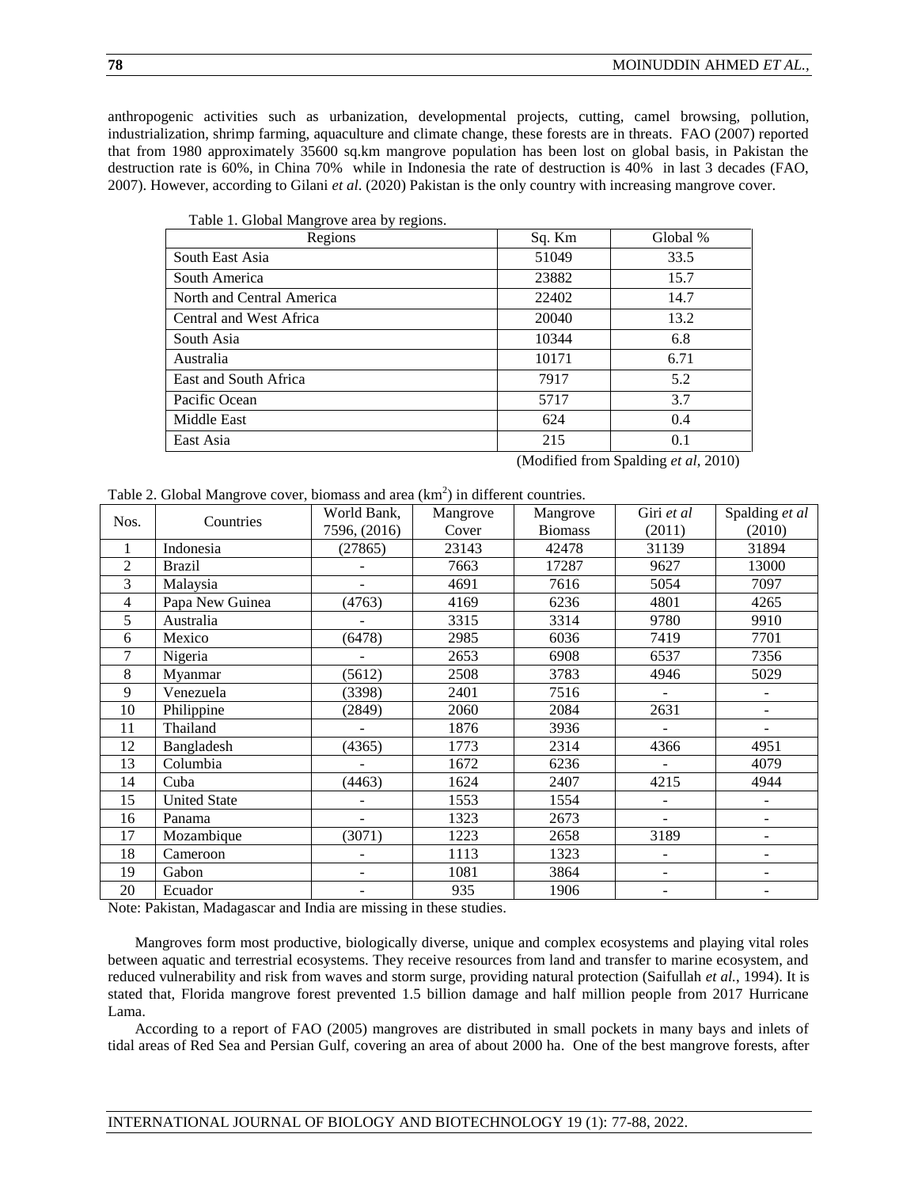anthropogenic activities such as urbanization, developmental projects, cutting, camel browsing, pollution, industrialization, shrimp farming, aquaculture and climate change, these forests are in threats. FAO (2007) reported that from 1980 approximately 35600 sq.km mangrove population has been lost on global basis, in Pakistan the destruction rate is 60%, in China 70% while in Indonesia the rate of destruction is 40% in last 3 decades (FAO, 2007). However, according to Gilani *et al*. (2020) Pakistan is the only country with increasing mangrove cover.

Table 1. Global Mangrove area by regions.

| Regions | Sq. Km | Global % |
|---|---|---|
| South East Asia | 51049 | 33.5 |
| South America | 23882 | 15.7 |
| North and Central America | 22402 | 14.7 |
| Central and West Africa | 20040 | 13.2 |
| South Asia | 10344 | 6.8 |
| Australia | 10171 | 6.71 |
| East and South Africa | 7917 | 5.2 |
| Pacific Ocean | 5717 | 3.7 |
| Middle East | 624 | 0.4 |
| East Asia | 215 | 0.1 |

(Modified from Spalding *et al*, 2010)

Table 2. Global Mangrove cover, biomass and area ($km^2$) in different countries.

| Nos. | Countries | World Bank, 7596, (2016) | Mangrove Cover | Mangrove Biomass | Giri *et al* (2011) | Spalding *et al* (2010) |
|---|---|---|---|---|---|---|
| 1 | Indonesia | (27865) | 23143 | 42478 | 31139 | 31894 |
| 2 | Brazil | - | 7663 | 17287 | 9627 | 13000 |
| 3 | Malaysia | - | 4691 | 7616 | 5054 | 7097 |
| 4 | Papa New Guinea | (4763) | 4169 | 6236 | 4801 | 4265 |
| 5 | Australia | - | 3315 | 3314 | 9780 | 9910 |
| 6 | Mexico | (6478) | 2985 | 6036 | 7419 | 7701 |
| 7 | Nigeria | - | 2653 | 6908 | 6537 | 7356 |
| 8 | Myanmar | (5612) | 2508 | 3783 | 4946 | 5029 |
| 9 | Venezuela | (3398) | 2401 | 7516 | - | - |
| 10 | Philippine | (2849) | 2060 | 2084 | 2631 | - |
| 11 | Thailand | - | 1876 | 3936 | - | - |
| 12 | Bangladesh | (4365) | 1773 | 2314 | 4366 | 4951 |
| 13 | Columbia | - | 1672 | 6236 | - | 4079 |
| 14 | Cuba | (4463) | 1624 | 2407 | 4215 | 4944 |
| 15 | United State | - | 1553 | 1554 | - | - |
| 16 | Panama | - | 1323 | 2673 | - | - |
| 17 | Mozambique | (3071) | 1223 | 2658 | 3189 | - |
| 18 | Cameroon | - | 1113 | 1323 | - | - |
| 19 | Gabon | - | 1081 | 3864 | - | - |
| 20 | Ecuador | - | 935 | 1906 | - | - |

Note: Pakistan, Madagascar and India are missing in these studies.

Mangroves form most productive, biologically diverse, unique and complex ecosystems and playing vital roles between aquatic and terrestrial ecosystems. They receive resources from land and transfer to marine ecosystem, and reduced vulnerability and risk from waves and storm surge, providing natural protection (Saifullah *et al.*, 1994). It is stated that, Florida mangrove forest prevented 1.5 billion damage and half million people from 2017 Hurricane Lama.

According to a report of FAO (2005) mangroves are distributed in small pockets in many bays and inlets of tidal areas of Red Sea and Persian Gulf, covering an area of about 2000 ha. One of the best mangrove forests, after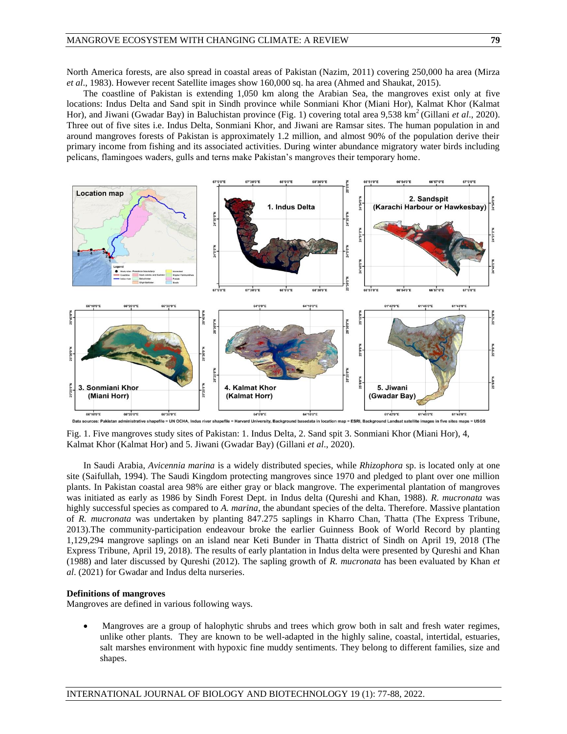North America forests, are also spread in coastal areas of Pakistan (Nazim, 2011) covering 250,000 ha area (Mirza *et al*., 1983). However recent Satellite images show 160,000 sq. ha area (Ahmed and Shaukat, 2015).

The coastline of Pakistan is extending 1,050 km along the Arabian Sea, the mangroves exist only at five locations: Indus Delta and Sand spit in Sindh province while Sonmiani Khor (Miani Hor), Kalmat Khor (Kalmat Hor), and Jiwani (Gwadar Bay) in Baluchistan province (Fig. 1) covering total area 9,538 km$^2$ (Gillani *et al*., 2020). Three out of five sites i.e. Indus Delta, Sonmiani Khor, and Jiwani are Ramsar sites. The human population in and around mangroves forests of Pakistan is approximately 1.2 million, and almost 90% of the population derive their primary income from fishing and its associated activities. During winter abundance migratory water birds including pelicans, flamingoes waders, gulls and terns make Pakistan's mangroves their temporary home.

Data sources: Pakistan administrative shapefile = UN OCHA, Indus river shapefile = Harvard University, Background basedata in location map = ESRI, Background Landsat satellite images in five sites maps = USGS

Fig. 1. Five mangroves study sites of Pakistan: 1. Indus Delta, 2. Sand spit 3. Sonmiani Khor (Miani Hor), 4, Kalmat Khor (Kalmat Hor) and 5. Jiwani (Gwadar Bay) (Gillani *et al*., 2020).

In Saudi Arabia, *Avicennia marina* is a widely distributed species, while *Rhizophora* sp. is located only at one site (Saifullah, 1994). The Saudi Kingdom protecting mangroves since 1970 and pledged to plant over one million plants. In Pakistan coastal area 98% are either gray or black mangrove. The experimental plantation of mangroves was initiated as early as 1986 by Sindh Forest Dept. in Indus delta (Qureshi and Khan, 1988). *R. mucronata* was highly successful species as compared to *A. marina*, the abundant species of the delta. Therefore. Massive plantation of *R. mucronata* was undertaken by planting 847.275 saplings in Kharro Chan, Thatta (The Express Tribune, 2013).The community-participation endeavour broke the earlier Guinness Book of World Record by planting 1,129,294 mangrove saplings on an island near Keti Bunder in Thatta district of Sindh on April 19, 2018 (The Express Tribune, April 19, 2018). The results of early plantation in Indus delta were presented by Qureshi and Khan (1988) and later discussed by Qureshi (2012). The sapling growth of *R. mucronata* has been evaluated by Khan *et al*. (2021) for Gwadar and Indus delta nurseries.

**Definitions of mangroves**

Mangroves are defined in various following ways.

- Mangroves are a group of halophytic shrubs and trees which grow both in salt and fresh water regimes, unlike other plants. They are known to be well-adapted in the highly saline, coastal, intertidal, estuaries, salt marshes environment with hypoxic fine muddy sentiments. They belong to different families, size and shapes.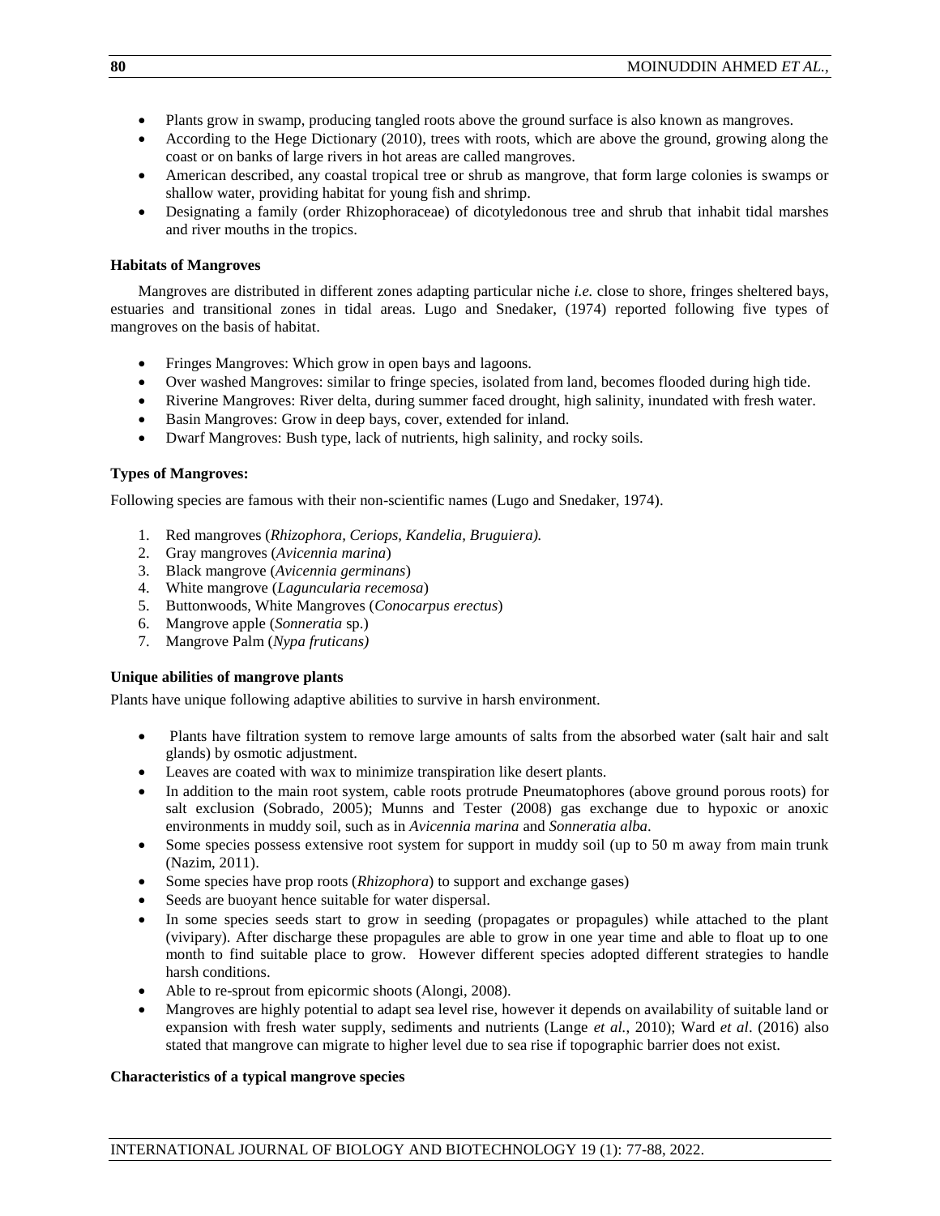- Plants grow in swamp, producing tangled roots above the ground surface is also known as mangroves.
- According to the Hege Dictionary (2010), trees with roots, which are above the ground, growing along the coast or on banks of large rivers in hot areas are called mangroves.
- American described, any coastal tropical tree or shrub as mangrove, that form large colonies is swamps or shallow water, providing habitat for young fish and shrimp.
- Designating a family (order Rhizophoraceae) of dicotyledonous tree and shrub that inhabit tidal marshes and river mouths in the tropics.

**Habitats of Mangroves**

Mangroves are distributed in different zones adapting particular niche *i.e.* close to shore, fringes sheltered bays, estuaries and transitional zones in tidal areas. Lugo and Snedaker, (1974) reported following five types of mangroves on the basis of habitat.

- Fringes Mangroves: Which grow in open bays and lagoons.
- Over washed Mangroves: similar to fringe species, isolated from land, becomes flooded during high tide.
- Riverine Mangroves: River delta, during summer faced drought, high salinity, inundated with fresh water.
- Basin Mangroves: Grow in deep bays, cover, extended for inland.
- Dwarf Mangroves: Bush type, lack of nutrients, high salinity, and rocky soils.

**Types of Mangroves:**

Following species are famous with their non-scientific names (Lugo and Snedaker, 1974).

1. Red mangroves (*Rhizophora, Ceriops, Kandelia, Bruguiera).*
2. Gray mangroves (*Avicennia marina*)
3. Black mangrove (*Avicennia germinans*)
4. White mangrove (*Laguncularia recemosa*)
5. Buttonwoods, White Mangroves (*Conocarpus erectus*)
6. Mangrove apple (*Sonneratia* sp.)
7. Mangrove Palm (*Nypa fruticans)*

**Unique abilities of mangrove plants**

Plants have unique following adaptive abilities to survive in harsh environment.

- Plants have filtration system to remove large amounts of salts from the absorbed water (salt hair and salt glands) by osmotic adjustment.
- Leaves are coated with wax to minimize transpiration like desert plants.
- In addition to the main root system, cable roots protrude Pneumatophores (above ground porous roots) for salt exclusion (Sobrado, 2005); Munns and Tester (2008) gas exchange due to hypoxic or anoxic environments in muddy soil, such as in *Avicennia marina* and *Sonneratia alba*.
- Some species possess extensive root system for support in muddy soil (up to 50 m away from main trunk (Nazim, 2011).
- Some species have prop roots (*Rhizophora*) to support and exchange gases)
- Seeds are buoyant hence suitable for water dispersal.
- In some species seeds start to grow in seeding (propagates or propagules) while attached to the plant (vivipary). After discharge these propagules are able to grow in one year time and able to float up to one month to find suitable place to grow. However different species adopted different strategies to handle harsh conditions.
- Able to re-sprout from epicormic shoots (Alongi, 2008).
- Mangroves are highly potential to adapt sea level rise, however it depends on availability of suitable land or expansion with fresh water supply, sediments and nutrients (Lange *et al.*, 2010); Ward *et al*. (2016) also stated that mangrove can migrate to higher level due to sea rise if topographic barrier does not exist.

**Characteristics of a typical mangrove species**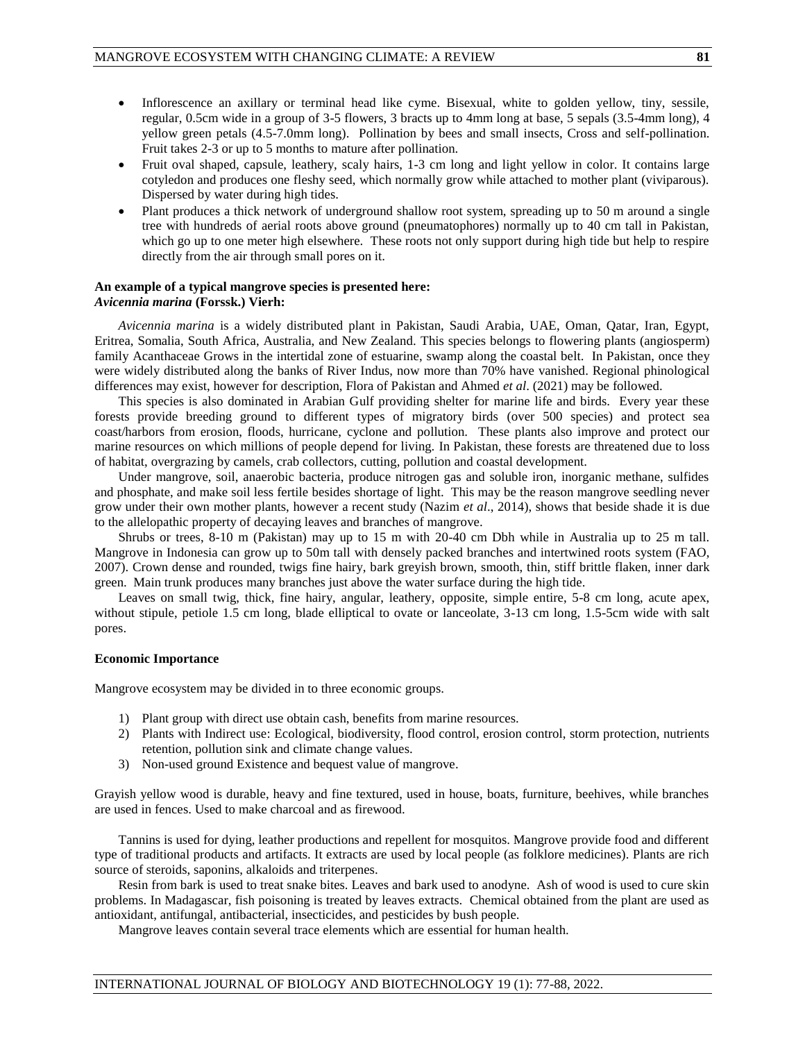- Inflorescence an axillary or terminal head like cyme. Bisexual, white to golden yellow, tiny, sessile, regular, 0.5cm wide in a group of 3-5 flowers, 3 bracts up to 4mm long at base, 5 sepals (3.5-4mm long), 4 yellow green petals (4.5-7.0mm long). Pollination by bees and small insects, Cross and self-pollination. Fruit takes 2-3 or up to 5 months to mature after pollination.
- Fruit oval shaped, capsule, leathery, scaly hairs, 1-3 cm long and light yellow in color. It contains large cotyledon and produces one fleshy seed, which normally grow while attached to mother plant (viviparous). Dispersed by water during high tides.
- Plant produces a thick network of underground shallow root system, spreading up to 50 m around a single tree with hundreds of aerial roots above ground (pneumatophores) normally up to 40 cm tall in Pakistan, which go up to one meter high elsewhere. These roots not only support during high tide but help to respire directly from the air through small pores on it.

**An example of a typical mangrove species is presented here:**
***Avicennia marina* (Forssk.) Vierh:**

*Avicennia marina* is a widely distributed plant in Pakistan, Saudi Arabia, UAE, Oman, Qatar, Iran, Egypt, Eritrea, Somalia, South Africa, Australia, and New Zealand. This species belongs to flowering plants (angiosperm) family Acanthaceae Grows in the intertidal zone of estuarine, swamp along the coastal belt. In Pakistan, once they were widely distributed along the banks of River Indus, now more than 70% have vanished. Regional phinological differences may exist, however for description, Flora of Pakistan and Ahmed *et al*. (2021) may be followed.

This species is also dominated in Arabian Gulf providing shelter for marine life and birds. Every year these forests provide breeding ground to different types of migratory birds (over 500 species) and protect sea coast/harbors from erosion, floods, hurricane, cyclone and pollution. These plants also improve and protect our marine resources on which millions of people depend for living. In Pakistan, these forests are threatened due to loss of habitat, overgrazing by camels, crab collectors, cutting, pollution and coastal development.

Under mangrove, soil, anaerobic bacteria, produce nitrogen gas and soluble iron, inorganic methane, sulfides and phosphate, and make soil less fertile besides shortage of light. This may be the reason mangrove seedling never grow under their own mother plants, however a recent study (Nazim *et al*., 2014), shows that beside shade it is due to the allelopathic property of decaying leaves and branches of mangrove.

Shrubs or trees, 8-10 m (Pakistan) may up to 15 m with 20-40 cm Dbh while in Australia up to 25 m tall. Mangrove in Indonesia can grow up to 50m tall with densely packed branches and intertwined roots system (FAO, 2007). Crown dense and rounded, twigs fine hairy, bark greyish brown, smooth, thin, stiff brittle flaken, inner dark green. Main trunk produces many branches just above the water surface during the high tide.

Leaves on small twig, thick, fine hairy, angular, leathery, opposite, simple entire, 5-8 cm long, acute apex, without stipule, petiole 1.5 cm long, blade elliptical to ovate or lanceolate, 3-13 cm long, 1.5-5cm wide with salt pores.

**Economic Importance**

Mangrove ecosystem may be divided in to three economic groups.

1) Plant group with direct use obtain cash, benefits from marine resources.
2) Plants with Indirect use: Ecological, biodiversity, flood control, erosion control, storm protection, nutrients retention, pollution sink and climate change values.
3) Non-used ground Existence and bequest value of mangrove.

Grayish yellow wood is durable, heavy and fine textured, used in house, boats, furniture, beehives, while branches are used in fences. Used to make charcoal and as firewood.

Tannins is used for dying, leather productions and repellent for mosquitos. Mangrove provide food and different type of traditional products and artifacts. It extracts are used by local people (as folklore medicines). Plants are rich source of steroids, saponins, alkaloids and triterpenes.

Resin from bark is used to treat snake bites. Leaves and bark used to anodyne. Ash of wood is used to cure skin problems. In Madagascar, fish poisoning is treated by leaves extracts. Chemical obtained from the plant are used as antioxidant, antifungal, antibacterial, insecticides, and pesticides by bush people.

Mangrove leaves contain several trace elements which are essential for human health.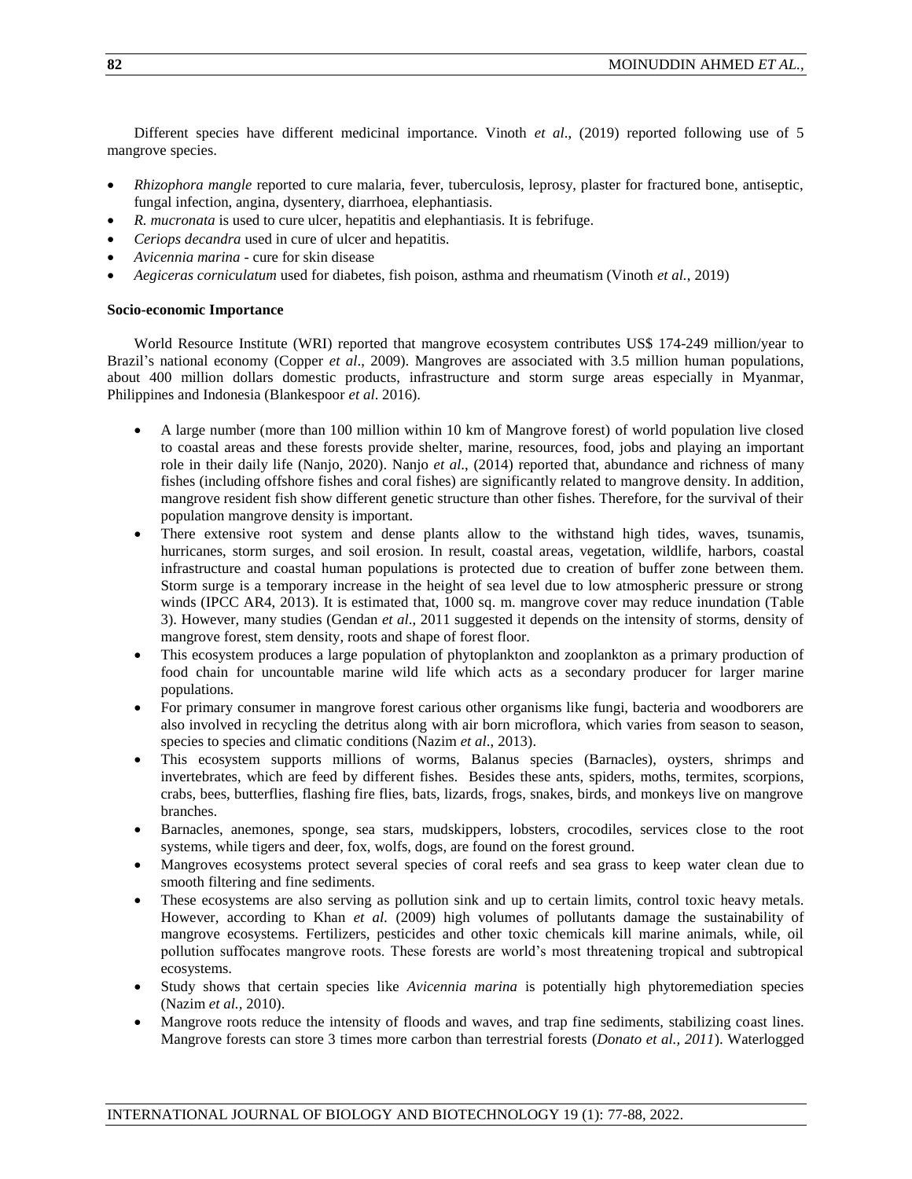Different species have different medicinal importance. Vinoth *et al*., (2019) reported following use of 5 mangrove species.

- *Rhizophora mangle* reported to cure malaria, fever, tuberculosis, leprosy, plaster for fractured bone, antiseptic, fungal infection, angina, dysentery, diarrhoea, elephantiasis.
- *R. mucronata* is used to cure ulcer, hepatitis and elephantiasis. It is febrifuge.
- *Ceriops decandra* used in cure of ulcer and hepatitis.
- *Avicennia marina* - cure for skin disease
- *Aegiceras corniculatum* used for diabetes, fish poison, asthma and rheumatism (Vinoth *et al.*, 2019)

**Socio-economic Importance**

World Resource Institute (WRI) reported that mangrove ecosystem contributes US$ 174-249 million/year to Brazil's national economy (Copper *et al*., 2009). Mangroves are associated with 3.5 million human populations, about 400 million dollars domestic products, infrastructure and storm surge areas especially in Myanmar, Philippines and Indonesia (Blankespoor *et al*. 2016).

- A large number (more than 100 million within 10 km of Mangrove forest) of world population live closed to coastal areas and these forests provide shelter, marine, resources, food, jobs and playing an important role in their daily life (Nanjo, 2020). Nanjo *et al*., (2014) reported that, abundance and richness of many fishes (including offshore fishes and coral fishes) are significantly related to mangrove density. In addition, mangrove resident fish show different genetic structure than other fishes. Therefore, for the survival of their population mangrove density is important.
- There extensive root system and dense plants allow to the withstand high tides, waves, tsunamis, hurricanes, storm surges, and soil erosion. In result, coastal areas, vegetation, wildlife, harbors, coastal infrastructure and coastal human populations is protected due to creation of buffer zone between them. Storm surge is a temporary increase in the height of sea level due to low atmospheric pressure or strong winds (IPCC AR4, 2013). It is estimated that, 1000 sq. m. mangrove cover may reduce inundation (Table 3). However, many studies (Gendan *et al*., 2011 suggested it depends on the intensity of storms, density of mangrove forest, stem density, roots and shape of forest floor.
- This ecosystem produces a large population of phytoplankton and zooplankton as a primary production of food chain for uncountable marine wild life which acts as a secondary producer for larger marine populations.
- For primary consumer in mangrove forest carious other organisms like fungi, bacteria and woodborers are also involved in recycling the detritus along with air born microflora, which varies from season to season, species to species and climatic conditions (Nazim *et al*., 2013).
- This ecosystem supports millions of worms, Balanus species (Barnacles), oysters, shrimps and invertebrates, which are feed by different fishes. Besides these ants, spiders, moths, termites, scorpions, crabs, bees, butterflies, flashing fire flies, bats, lizards, frogs, snakes, birds, and monkeys live on mangrove branches.
- Barnacles, anemones, sponge, sea stars, mudskippers, lobsters, crocodiles, services close to the root systems, while tigers and deer, fox, wolfs, dogs, are found on the forest ground.
- Mangroves ecosystems protect several species of coral reefs and sea grass to keep water clean due to smooth filtering and fine sediments.
- These ecosystems are also serving as pollution sink and up to certain limits, control toxic heavy metals. However, according to Khan *et al.* (2009) high volumes of pollutants damage the sustainability of mangrove ecosystems. Fertilizers, pesticides and other toxic chemicals kill marine animals, while, oil pollution suffocates mangrove roots. These forests are world's most threatening tropical and subtropical ecosystems.
- Study shows that certain species like *Avicennia marina* is potentially high phytoremediation species (Nazim *et al.,* 2010).
- Mangrove roots reduce the intensity of floods and waves, and trap fine sediments, stabilizing coast lines. Mangrove forests can store 3 times more carbon than terrestrial forests (*Donato et al., 2011*). Waterlogged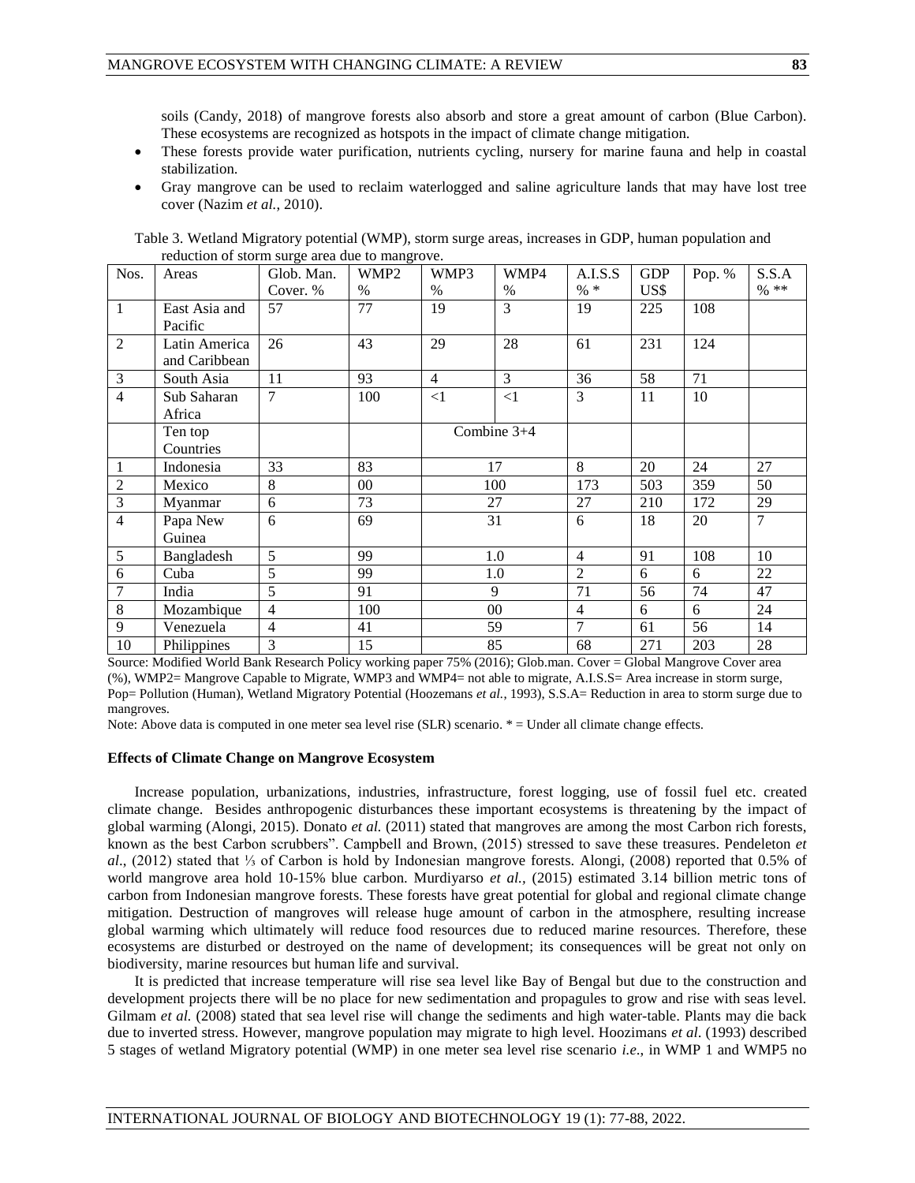soils (Candy, 2018) of mangrove forests also absorb and store a great amount of carbon (Blue Carbon). These ecosystems are recognized as hotspots in the impact of climate change mitigation.

- These forests provide water purification, nutrients cycling, nursery for marine fauna and help in coastal stabilization.
- Gray mangrove can be used to reclaim waterlogged and saline agriculture lands that may have lost tree cover (Nazim *et al.*, 2010).

Table 3. Wetland Migratory potential (WMP), storm surge areas, increases in GDP, human population and reduction of storm surge area due to mangrove.

| Nos. | Areas | Glob. Man. Cover. % | WMP2 % | WMP3 % | WMP4 % | A.I.S.S % * | GDP US$ | Pop. % | S.S.A % ** |
|---|---|---|---|---|---|---|---|---|---|
| 1 | East Asia and Pacific | 57 | 77 | 19 | 3 | 19 | 225 | 108 | |
| 2 | Latin America and Caribbean | 26 | 43 | 29 | 28 | 61 | 231 | 124 | |
| 3 | South Asia | 11 | 93 | 4 | 3 | 36 | 58 | 71 | |
| 4 | Sub Saharan Africa | 7 | 100 | <1 | <1 | 3 | 11 | 10 | |
| | Ten top Countries | | | Combine 3+4 | | | | | |
| 1 | Indonesia | 33 | 83 | 17 | | 8 | 20 | 24 | 27 |
| 2 | Mexico | 8 | 00 | 100 | | 173 | 503 | 359 | 50 |
| 3 | Myanmar | 6 | 73 | 27 | | 27 | 210 | 172 | 29 |
| 4 | Papa New Guinea | 6 | 69 | 31 | | 6 | 18 | 20 | 7 |
| 5 | Bangladesh | 5 | 99 | 1.0 | | 4 | 91 | 108 | 10 |
| 6 | Cuba | 5 | 99 | 1.0 | | 2 | 6 | 6 | 22 |
| 7 | India | 5 | 91 | 9 | | 71 | 56 | 74 | 47 |
| 8 | Mozambique | 4 | 100 | 00 | | 4 | 6 | 6 | 24 |
| 9 | Venezuela | 4 | 41 | 59 | | 7 | 61 | 56 | 14 |
| 10 | Philippines | 3 | 15 | 85 | | 68 | 271 | 203 | 28 |

Source: Modified World Bank Research Policy working paper 75% (2016); Glob.man. Cover = Global Mangrove Cover area (%), WMP2= Mangrove Capable to Migrate, WMP3 and WMP4= not able to migrate, A.I.S.S= Area increase in storm surge, Pop= Pollution (Human), Wetland Migratory Potential (Hoozemans *et al.*, 1993), S.S.A= Reduction in area to storm surge due to mangroves.

Note: Above data is computed in one meter sea level rise (SLR) scenario. * = Under all climate change effects.

### Effects of Climate Change on Mangrove Ecosystem

Increase population, urbanizations, industries, infrastructure, forest logging, use of fossil fuel etc. created climate change. Besides anthropogenic disturbances these important ecosystems is threatening by the impact of global warming (Alongi, 2015). Donato *et al.* (2011) stated that mangroves are among the most Carbon rich forests, known as the best Carbon scrubbers". Campbell and Brown, (2015) stressed to save these treasures. Pendeleton *et al*., (2012) stated that ⅓ of Carbon is hold by Indonesian mangrove forests. Alongi, (2008) reported that 0.5% of world mangrove area hold 10-15% blue carbon. Murdiyarso *et al.*, (2015) estimated 3.14 billion metric tons of carbon from Indonesian mangrove forests. These forests have great potential for global and regional climate change mitigation. Destruction of mangroves will release huge amount of carbon in the atmosphere, resulting increase global warming which ultimately will reduce food resources due to reduced marine resources. Therefore, these ecosystems are disturbed or destroyed on the name of development; its consequences will be great not only on biodiversity, marine resources but human life and survival.

It is predicted that increase temperature will rise sea level like Bay of Bengal but due to the construction and development projects there will be no place for new sedimentation and propagules to grow and rise with seas level. Gilmam *et al.* (2008) stated that sea level rise will change the sediments and high water-table. Plants may die back due to inverted stress. However, mangrove population may migrate to high level. Hoozimans *et al.* (1993) described 5 stages of wetland Migratory potential (WMP) in one meter sea level rise scenario *i.e*., in WMP 1 and WMP5 no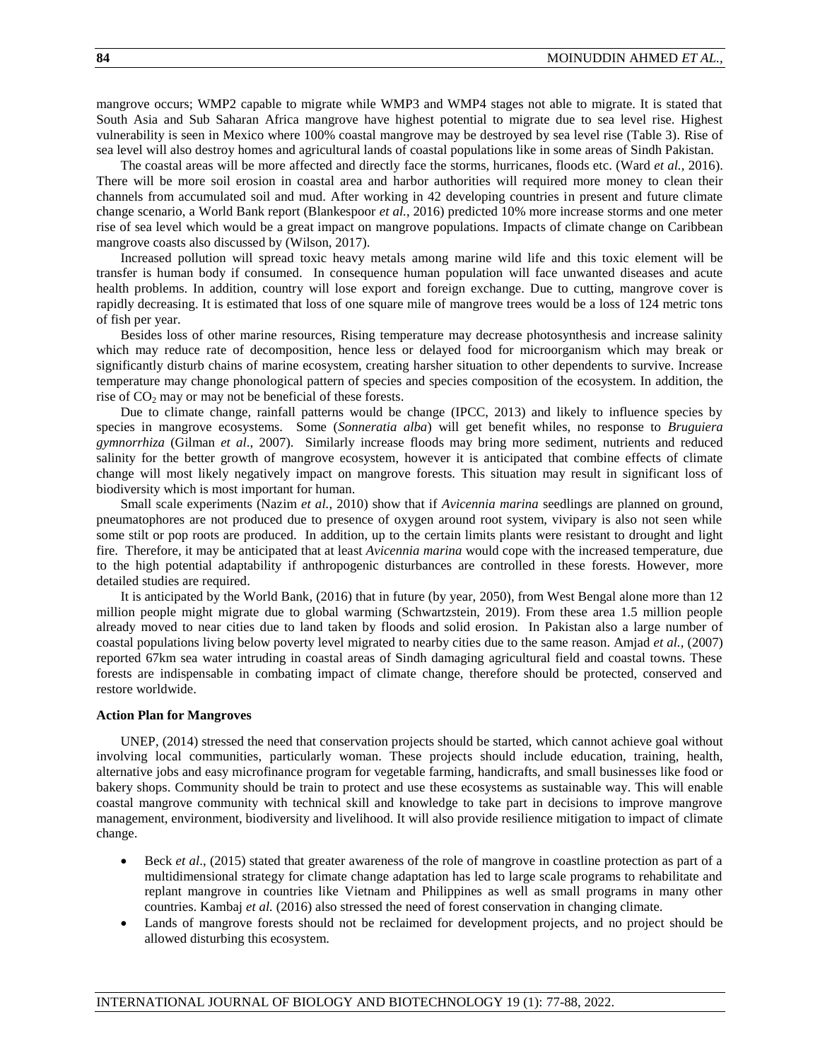mangrove occurs; WMP2 capable to migrate while WMP3 and WMP4 stages not able to migrate. It is stated that South Asia and Sub Saharan Africa mangrove have highest potential to migrate due to sea level rise. Highest vulnerability is seen in Mexico where 100% coastal mangrove may be destroyed by sea level rise (Table 3). Rise of sea level will also destroy homes and agricultural lands of coastal populations like in some areas of Sindh Pakistan.

The coastal areas will be more affected and directly face the storms, hurricanes, floods etc. (Ward *et al.*, 2016). There will be more soil erosion in coastal area and harbor authorities will required more money to clean their channels from accumulated soil and mud. After working in 42 developing countries in present and future climate change scenario, a World Bank report (Blankespoor *et al.*, 2016) predicted 10% more increase storms and one meter rise of sea level which would be a great impact on mangrove populations. Impacts of climate change on Caribbean mangrove coasts also discussed by (Wilson, 2017).

Increased pollution will spread toxic heavy metals among marine wild life and this toxic element will be transfer is human body if consumed. In consequence human population will face unwanted diseases and acute health problems. In addition, country will lose export and foreign exchange. Due to cutting, mangrove cover is rapidly decreasing. It is estimated that loss of one square mile of mangrove trees would be a loss of 124 metric tons of fish per year.

Besides loss of other marine resources, Rising temperature may decrease photosynthesis and increase salinity which may reduce rate of decomposition, hence less or delayed food for microorganism which may break or significantly disturb chains of marine ecosystem, creating harsher situation to other dependents to survive. Increase temperature may change phonological pattern of species and species composition of the ecosystem. In addition, the rise of $CO_2$ may or may not be beneficial of these forests.

Due to climate change, rainfall patterns would be change (IPCC, 2013) and likely to influence species by species in mangrove ecosystems. Some (*Sonneratia alba*) will get benefit whiles, no response to *Bruguiera gymnorrhiza* (Gilman *et al*., 2007). Similarly increase floods may bring more sediment, nutrients and reduced salinity for the better growth of mangrove ecosystem, however it is anticipated that combine effects of climate change will most likely negatively impact on mangrove forests. This situation may result in significant loss of biodiversity which is most important for human.

Small scale experiments (Nazim *et al.*, 2010) show that if *Avicennia marina* seedlings are planned on ground, pneumatophores are not produced due to presence of oxygen around root system, vivipary is also not seen while some stilt or pop roots are produced. In addition, up to the certain limits plants were resistant to drought and light fire. Therefore, it may be anticipated that at least *Avicennia marina* would cope with the increased temperature, due to the high potential adaptability if anthropogenic disturbances are controlled in these forests. However, more detailed studies are required.

It is anticipated by the World Bank, (2016) that in future (by year, 2050), from West Bengal alone more than 12 million people might migrate due to global warming (Schwartzstein, 2019). From these area 1.5 million people already moved to near cities due to land taken by floods and solid erosion. In Pakistan also a large number of coastal populations living below poverty level migrated to nearby cities due to the same reason. Amjad *et al.,* (2007) reported 67km sea water intruding in coastal areas of Sindh damaging agricultural field and coastal towns. These forests are indispensable in combating impact of climate change, therefore should be protected, conserved and restore worldwide.

**Action Plan for Mangroves**

UNEP, (2014) stressed the need that conservation projects should be started, which cannot achieve goal without involving local communities, particularly woman. These projects should include education, training, health, alternative jobs and easy microfinance program for vegetable farming, handicrafts, and small businesses like food or bakery shops. Community should be train to protect and use these ecosystems as sustainable way. This will enable coastal mangrove community with technical skill and knowledge to take part in decisions to improve mangrove management, environment, biodiversity and livelihood. It will also provide resilience mitigation to impact of climate change.

- Beck *et al*., (2015) stated that greater awareness of the role of mangrove in coastline protection as part of a multidimensional strategy for climate change adaptation has led to large scale programs to rehabilitate and replant mangrove in countries like Vietnam and Philippines as well as small programs in many other countries. Kambaj *et al.* (2016) also stressed the need of forest conservation in changing climate.
- Lands of mangrove forests should not be reclaimed for development projects, and no project should be allowed disturbing this ecosystem.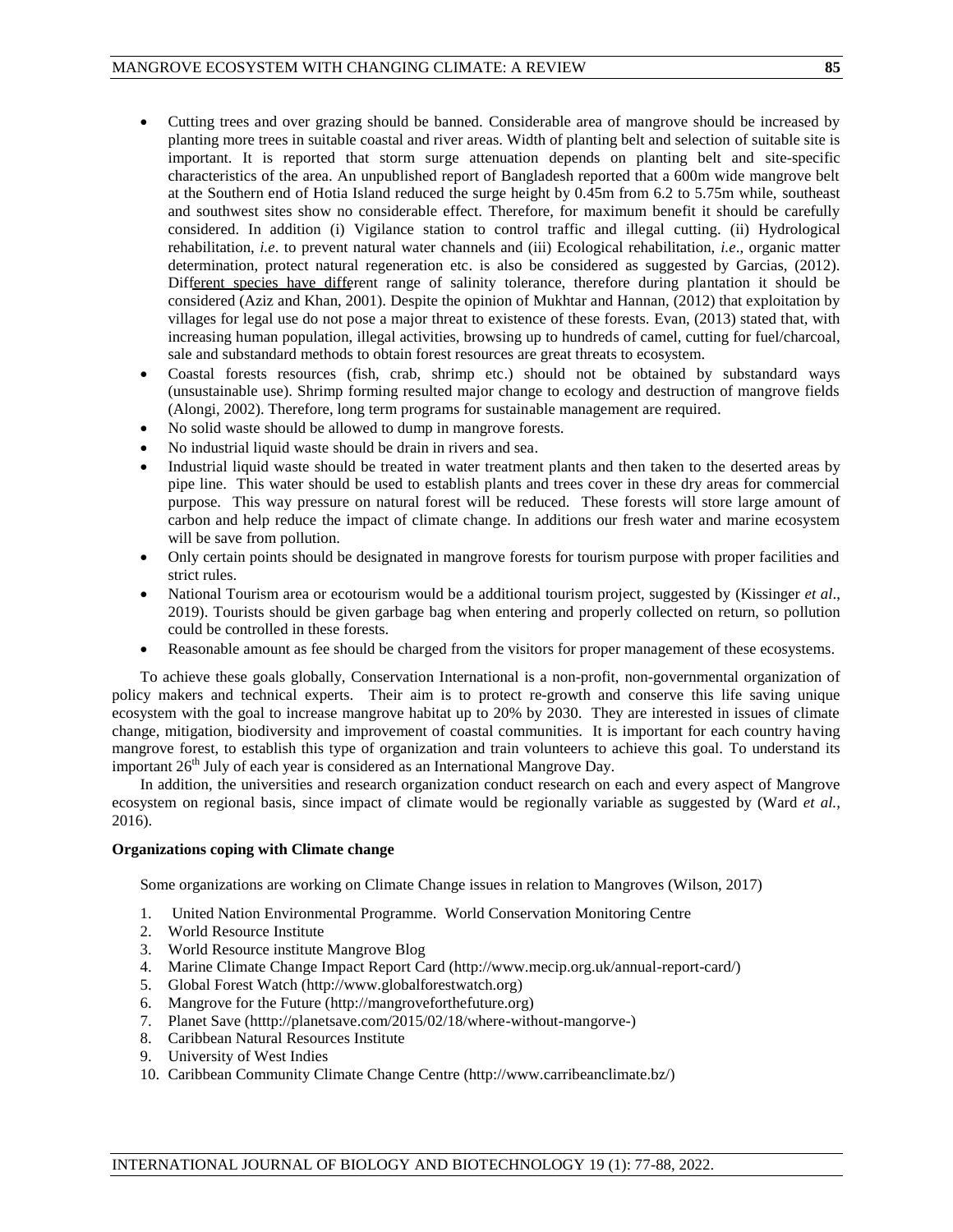- Cutting trees and over grazing should be banned. Considerable area of mangrove should be increased by planting more trees in suitable coastal and river areas. Width of planting belt and selection of suitable site is important. It is reported that storm surge attenuation depends on planting belt and site-specific characteristics of the area. An unpublished report of Bangladesh reported that a 600m wide mangrove belt at the Southern end of Hotia Island reduced the surge height by 0.45m from 6.2 to 5.75m while, southeast and southwest sites show no considerable effect. Therefore, for maximum benefit it should be carefully considered. In addition (i) Vigilance station to control traffic and illegal cutting. (ii) Hydrological rehabilitation, *i.e*. to prevent natural water channels and (iii) Ecological rehabilitation, *i.e*., organic matter determination, protect natural regeneration etc. is also be considered as suggested by Garcias, (2012). Different species have different range of salinity tolerance, therefore during plantation it should be considered (Aziz and Khan, 2001). Despite the opinion of Mukhtar and Hannan, (2012) that exploitation by villages for legal use do not pose a major threat to existence of these forests. Evan, (2013) stated that, with increasing human population, illegal activities, browsing up to hundreds of camel, cutting for fuel/charcoal, sale and substandard methods to obtain forest resources are great threats to ecosystem.
- Coastal forests resources (fish, crab, shrimp etc.) should not be obtained by substandard ways (unsustainable use). Shrimp forming resulted major change to ecology and destruction of mangrove fields (Alongi, 2002). Therefore, long term programs for sustainable management are required.
- No solid waste should be allowed to dump in mangrove forests.
- No industrial liquid waste should be drain in rivers and sea.
- Industrial liquid waste should be treated in water treatment plants and then taken to the deserted areas by pipe line. This water should be used to establish plants and trees cover in these dry areas for commercial purpose. This way pressure on natural forest will be reduced. These forests will store large amount of carbon and help reduce the impact of climate change. In additions our fresh water and marine ecosystem will be save from pollution.
- Only certain points should be designated in mangrove forests for tourism purpose with proper facilities and strict rules.
- National Tourism area or ecotourism would be a additional tourism project, suggested by (Kissinger *et al*., 2019). Tourists should be given garbage bag when entering and properly collected on return, so pollution could be controlled in these forests.
- Reasonable amount as fee should be charged from the visitors for proper management of these ecosystems.

To achieve these goals globally, Conservation International is a non-profit, non-governmental organization of policy makers and technical experts. Their aim is to protect re-growth and conserve this life saving unique ecosystem with the goal to increase mangrove habitat up to 20% by 2030. They are interested in issues of climate change, mitigation, biodiversity and improvement of coastal communities. It is important for each country having mangrove forest, to establish this type of organization and train volunteers to achieve this goal. To understand its important 26th July of each year is considered as an International Mangrove Day.

In addition, the universities and research organization conduct research on each and every aspect of Mangrove ecosystem on regional basis, since impact of climate would be regionally variable as suggested by (Ward *et al.*, 2016).

**Organizations coping with Climate change**

Some organizations are working on Climate Change issues in relation to Mangroves (Wilson, 2017)

1. United Nation Environmental Programme. World Conservation Monitoring Centre
2. World Resource Institute
3. World Resource institute Mangrove Blog
4. Marine Climate Change Impact Report Card (http://www.mecip.org.uk/annual-report-card/)
5. Global Forest Watch (http://www.globalforestwatch.org)
6. Mangrove for the Future (http://mangroveforthefuture.org)
7. Planet Save (htttp://planetsave.com/2015/02/18/where-without-mangorve-)
8. Caribbean Natural Resources Institute
9. University of West Indies
10. Caribbean Community Climate Change Centre (http://www.carribeanclimate.bz/)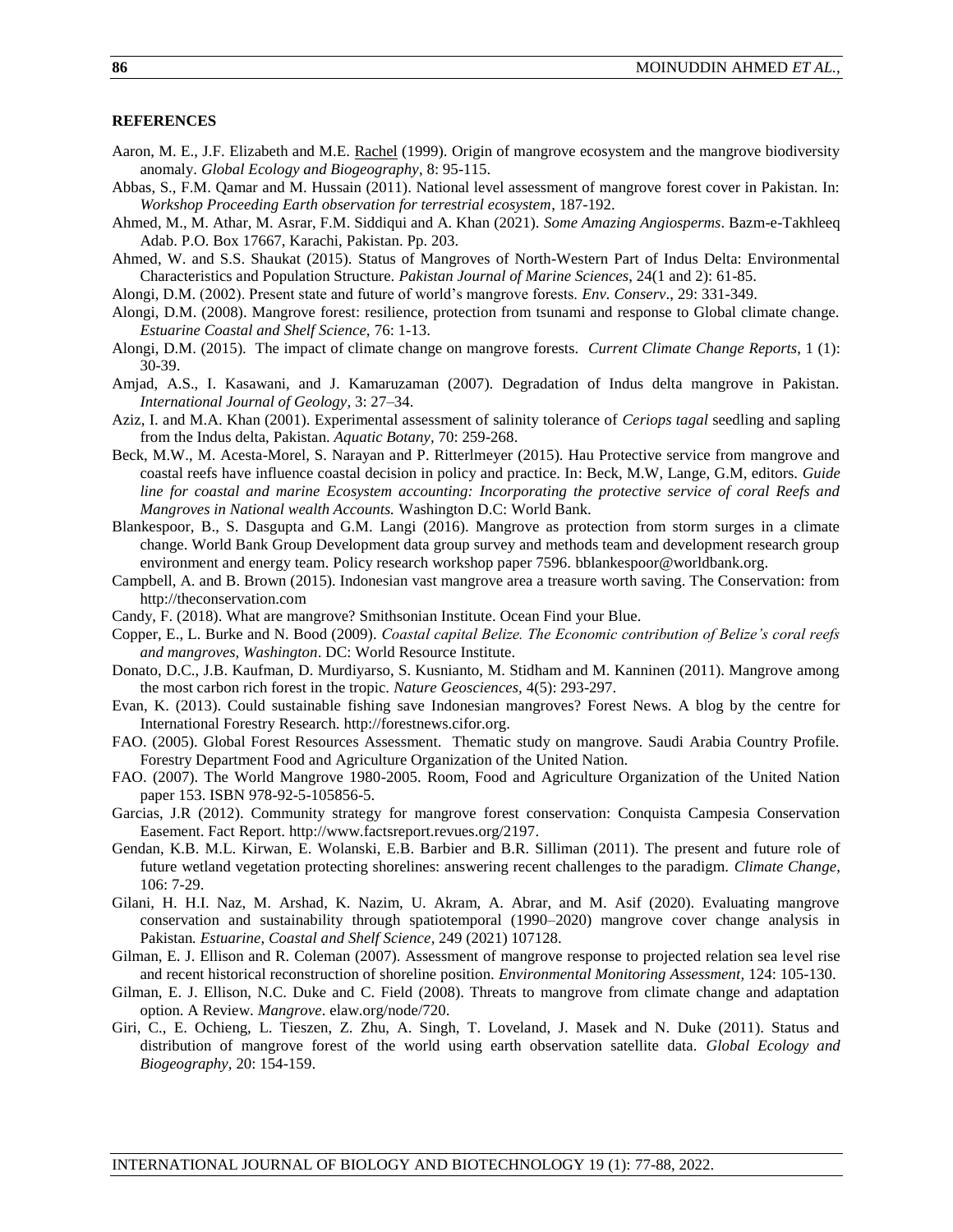**REFERENCES**

Aaron, M. E., J.F. Elizabeth and M.E. Rachel (1999). Origin of mangrove ecosystem and the mangrove biodiversity anomaly. *Global Ecology and Biogeography*, 8: 95-115.

Abbas, S., F.M. Qamar and M. Hussain (2011). National level assessment of mangrove forest cover in Pakistan. In: *Workshop Proceeding Earth observation for terrestrial ecosystem*, 187-192.

Ahmed, M., M. Athar, M. Asrar, F.M. Siddiqui and A. Khan (2021). *Some Amazing Angiosperms*. Bazm-e-Takhleeq Adab. P.O. Box 17667, Karachi, Pakistan. Pp. 203.

Ahmed, W. and S.S. Shaukat (2015). Status of Mangroves of North-Western Part of Indus Delta: Environmental Characteristics and Population Structure. *Pakistan Journal of Marine Sciences*, 24(1 and 2): 61-85.

Alongi, D.M. (2002). Present state and future of world's mangrove forests. *Env. Conserv*., 29: 331-349.

Alongi, D.M. (2008). Mangrove forest: resilience, protection from tsunami and response to Global climate change. *Estuarine Coastal and Shelf Science*, 76: 1-13.

Alongi, D.M. (2015). The impact of climate change on mangrove forests. *Current Climate Change Reports*, 1 (1): 30-39.

Amjad, A.S., I. Kasawani, and J. Kamaruzaman (2007). Degradation of Indus delta mangrove in Pakistan. *International Journal of Geology,* 3: 27–34.

Aziz, I. and M.A. Khan (2001). Experimental assessment of salinity tolerance of *Ceriops tagal* seedling and sapling from the Indus delta, Pakistan. *Aquatic Botany*, 70: 259-268.

Beck, M.W., M. Acesta-Morel, S. Narayan and P. Ritterlmeyer (2015). Hau Protective service from mangrove and coastal reefs have influence coastal decision in policy and practice. In: Beck, M.W, Lange, G.M, editors. *Guide line for coastal and marine Ecosystem accounting: Incorporating the protective service of coral Reefs and Mangroves in National wealth Accounts.* Washington D.C: World Bank.

Blankespoor, B., S. Dasgupta and G.M. Langi (2016). Mangrove as protection from storm surges in a climate change. World Bank Group Development data group survey and methods team and development research group environment and energy team. Policy research workshop paper 7596. bblankespoor@worldbank.org.

Campbell, A. and B. Brown (2015). Indonesian vast mangrove area a treasure worth saving. The Conservation: from http://theconservation.com

Candy, F. (2018). What are mangrove? Smithsonian Institute. Ocean Find your Blue.

Copper, E., L. Burke and N. Bood (2009). *Coastal capital Belize. The Economic contribution of Belize's coral reefs and mangroves, Washington*. DC: World Resource Institute.

Donato, D.C., J.B. Kaufman, D. Murdiyarso, S. Kusnianto, M. Stidham and M. Kanninen (2011). Mangrove among the most carbon rich forest in the tropic. *Nature Geosciences*, 4(5): 293-297.

Evan, K. (2013). Could sustainable fishing save Indonesian mangroves? Forest News. A blog by the centre for International Forestry Research. http://forestnews.cifor.org.

FAO. (2005). Global Forest Resources Assessment. Thematic study on mangrove. Saudi Arabia Country Profile. Forestry Department Food and Agriculture Organization of the United Nation.

FAO. (2007). The World Mangrove 1980-2005. Room, Food and Agriculture Organization of the United Nation paper 153. ISBN 978-92-5-105856-5.

Garcias, J.R (2012). Community strategy for mangrove forest conservation: Conquista Campesia Conservation Easement. Fact Report. http://www.factsreport.revues.org/2197.

Gendan, K.B. M.L. Kirwan, E. Wolanski, E.B. Barbier and B.R. Silliman (2011). The present and future role of future wetland vegetation protecting shorelines: answering recent challenges to the paradigm. *Climate Change*, 106: 7-29.

Gilani, H. H.I. Naz, M. Arshad, K. Nazim, U. Akram, A. Abrar, and M. Asif (2020). Evaluating mangrove conservation and sustainability through spatiotemporal (1990–2020) mangrove cover change analysis in Pakistan*. Estuarine, Coastal and Shelf Science,* 249 (2021) 107128.

Gilman, E. J. Ellison and R. Coleman (2007). Assessment of mangrove response to projected relation sea level rise and recent historical reconstruction of shoreline position. *Environmental Monitoring Assessment,* 124: 105-130.

Gilman, E. J. Ellison, N.C. Duke and C. Field (2008). Threats to mangrove from climate change and adaptation option. A Review. *Mangrove*. elaw.org/node/720.

Giri, C., E. Ochieng, L. Tieszen, Z. Zhu, A. Singh, T. Loveland, J. Masek and N. Duke (2011). Status and distribution of mangrove forest of the world using earth observation satellite data. *Global Ecology and Biogeography,* 20: 154-159.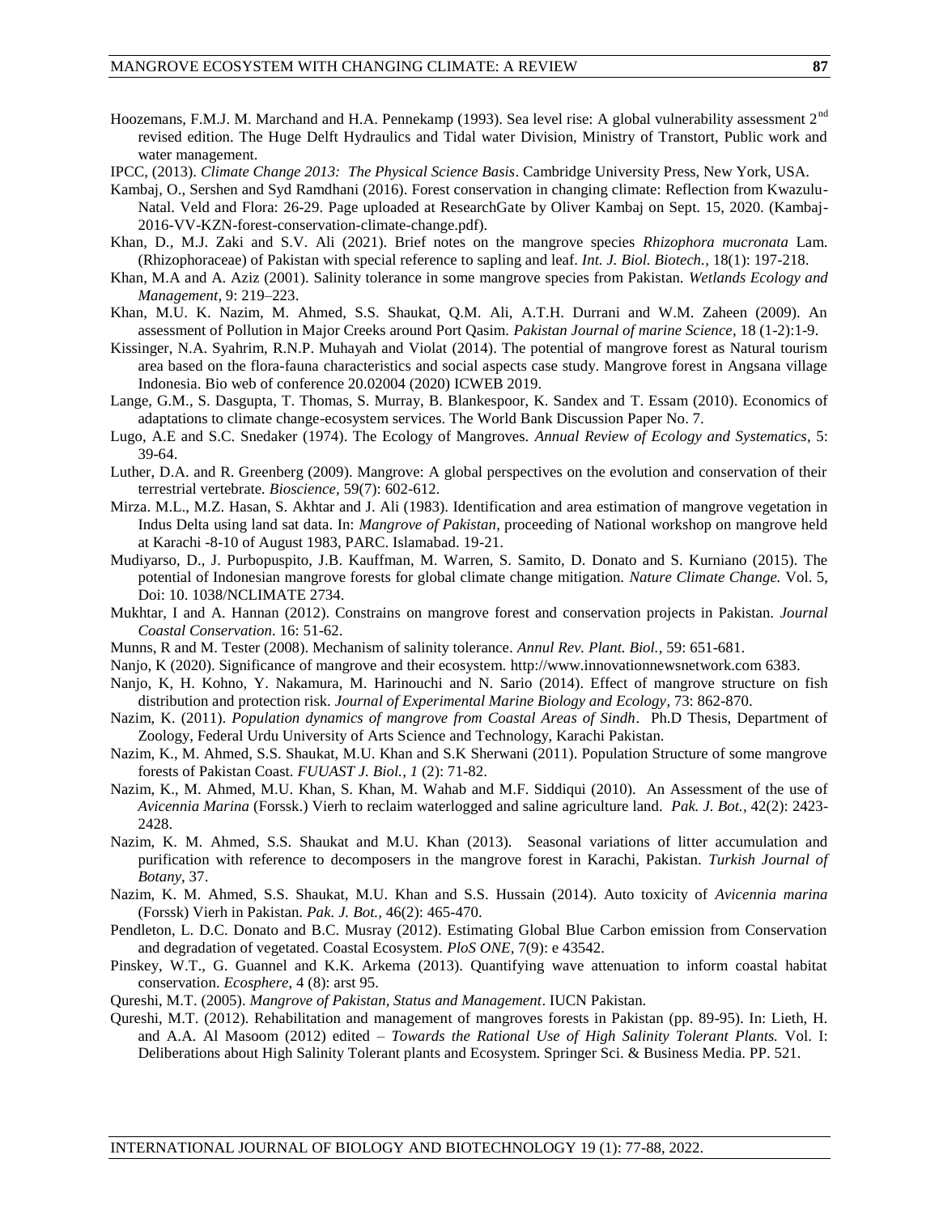Hoozemans, F.M.J. M. Marchand and H.A. Pennekamp (1993). Sea level rise: A global vulnerability assessment 2nd revised edition. The Huge Delft Hydraulics and Tidal water Division, Ministry of Transtort, Public work and water management.

IPCC, (2013). *Climate Change 2013: The Physical Science Basis*. Cambridge University Press, New York, USA.

Kambaj, O., Sershen and Syd Ramdhani (2016). Forest conservation in changing climate: Reflection from Kwazulu-Natal. Veld and Flora: 26-29. Page uploaded at ResearchGate by Oliver Kambaj on Sept. 15, 2020. (Kambaj-2016-VV-KZN-forest-conservation-climate-change.pdf).

Khan, D., M.J. Zaki and S.V. Ali (2021). Brief notes on the mangrove species *Rhizophora mucronata* Lam. (Rhizophoraceae) of Pakistan with special reference to sapling and leaf. *Int. J. Biol. Biotech.,* 18(1): 197-218.

Khan, M.A and A. Aziz (2001). Salinity tolerance in some mangrove species from Pakistan. *Wetlands Ecology and Management,* 9: 219–223.

Khan, M.U. K. Nazim, M. Ahmed, S.S. Shaukat, Q.M. Ali, A.T.H. Durrani and W.M. Zaheen (2009). An assessment of Pollution in Major Creeks around Port Qasim. *Pakistan Journal of marine Science*, 18 (1-2):1-9.

Kissinger, N.A. Syahrim, R.N.P. Muhayah and Violat (2014). The potential of mangrove forest as Natural tourism area based on the flora-fauna characteristics and social aspects case study. Mangrove forest in Angsana village Indonesia. Bio web of conference 20.02004 (2020) ICWEB 2019.

Lange, G.M., S. Dasgupta, T. Thomas, S. Murray, B. Blankespoor, K. Sandex and T. Essam (2010). Economics of adaptations to climate change-ecosystem services. The World Bank Discussion Paper No. 7.

Lugo, A.E and S.C. Snedaker (1974). The Ecology of Mangroves. *Annual Review of Ecology and Systematics*, 5: 39-64.

Luther, D.A. and R. Greenberg (2009). Mangrove: A global perspectives on the evolution and conservation of their terrestrial vertebrate. *Bioscience,* 59(7): 602-612.

Mirza. M.L., M.Z. Hasan, S. Akhtar and J. Ali (1983). Identification and area estimation of mangrove vegetation in Indus Delta using land sat data. In: *Mangrove of Pakistan*, proceeding of National workshop on mangrove held at Karachi -8-10 of August 1983, PARC. Islamabad. 19-21.

Mudiyarso, D., J. Purbopuspito, J.B. Kauffman, M. Warren, S. Samito, D. Donato and S. Kurniano (2015). The potential of Indonesian mangrove forests for global climate change mitigation. *Nature Climate Change.* Vol. 5, Doi: 10. 1038/NCLIMATE 2734.

Mukhtar, I and A. Hannan (2012). Constrains on mangrove forest and conservation projects in Pakistan. *Journal Coastal Conservation*. 16: 51-62.

Munns, R and M. Tester (2008). Mechanism of salinity tolerance. *Annul Rev. Plant. Biol.,* 59: 651-681.

Nanjo, K (2020). Significance of mangrove and their ecosystem. http://www.innovationnewsnetwork.com 6383.

Nanjo, K, H. Kohno, Y. Nakamura, M. Harinouchi and N. Sario (2014). Effect of mangrove structure on fish distribution and protection risk. *Journal of Experimental Marine Biology and Ecology*, 73: 862-870.

Nazim, K. (2011). *Population dynamics of mangrove from Coastal Areas of Sindh*. Ph.D Thesis, Department of Zoology, Federal Urdu University of Arts Science and Technology, Karachi Pakistan.

Nazim, K., M. Ahmed, S.S. Shaukat, M.U. Khan and S.K Sherwani (2011). Population Structure of some mangrove forests of Pakistan Coast. *FUUAST J. Biol., 1* (2): 71-82.

Nazim, K., M. Ahmed, M.U. Khan, S. Khan, M. Wahab and M.F. Siddiqui (2010). An Assessment of the use of *Avicennia Marina* (Forssk.) Vierh to reclaim waterlogged and saline agriculture land. *Pak. J. Bot.,* 42(2): 2423-2428.

Nazim, K. M. Ahmed, S.S. Shaukat and M.U. Khan (2013). Seasonal variations of litter accumulation and purification with reference to decomposers in the mangrove forest in Karachi, Pakistan. *Turkish Journal of Botany*, 37.

Nazim, K. M. Ahmed, S.S. Shaukat, M.U. Khan and S.S. Hussain (2014). Auto toxicity of *Avicennia marina* (Forssk) Vierh in Pakistan. *Pak. J. Bot.,* 46(2): 465-470.

Pendleton, L. D.C. Donato and B.C. Musray (2012). Estimating Global Blue Carbon emission from Conservation and degradation of vegetated. Coastal Ecosystem. *PloS ONE,* 7(9): e 43542.

Pinskey, W.T., G. Guannel and K.K. Arkema (2013). Quantifying wave attenuation to inform coastal habitat conservation. *Ecosphere,* 4 (8): arst 95.

Qureshi, M.T. (2005). *Mangrove of Pakistan, Status and Management*. IUCN Pakistan.

Qureshi, M.T. (2012). Rehabilitation and management of mangroves forests in Pakistan (pp. 89-95). In: Lieth, H. and A.A. Al Masoom (2012) edited – *Towards the Rational Use of High Salinity Tolerant Plants.* Vol. I: Deliberations about High Salinity Tolerant plants and Ecosystem. Springer Sci. & Business Media. PP. 521.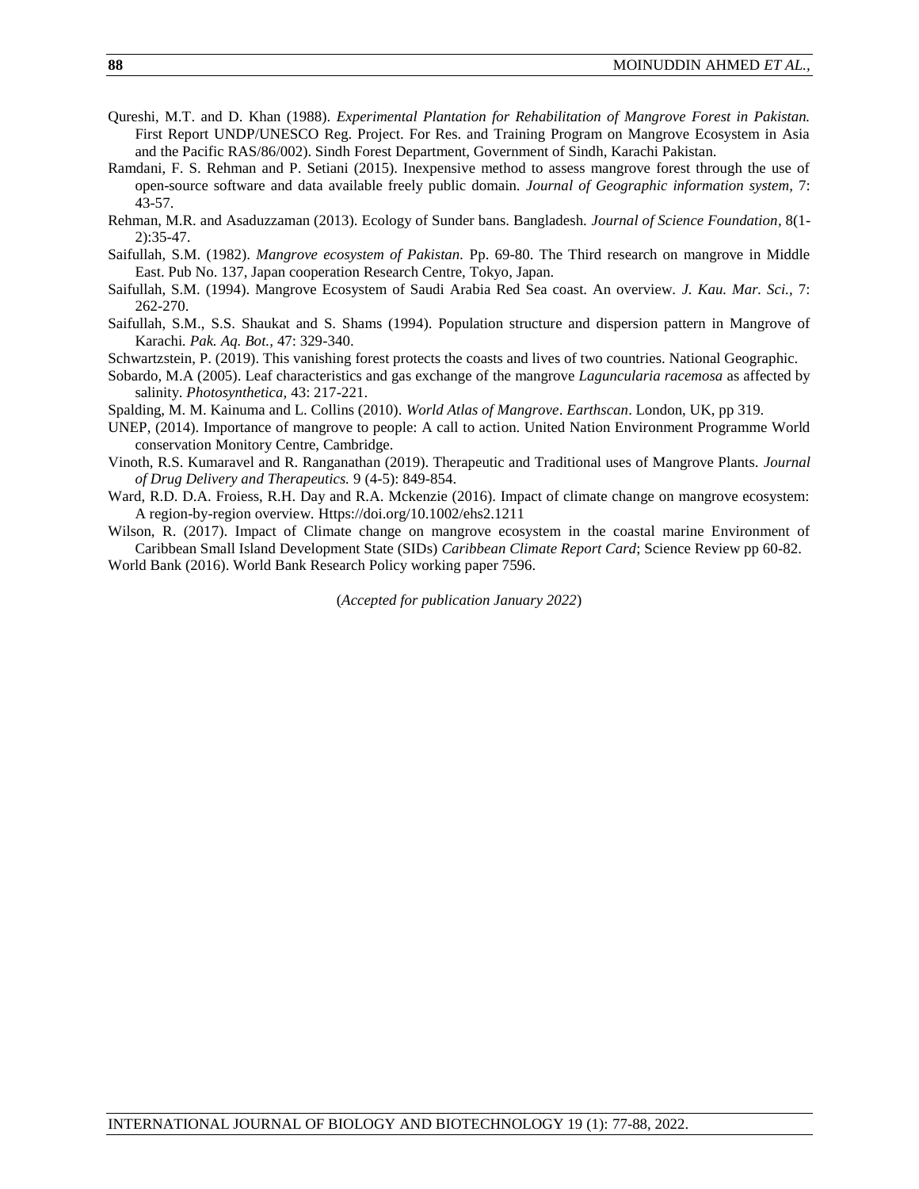Qureshi, M.T. and D. Khan (1988). *Experimental Plantation for Rehabilitation of Mangrove Forest in Pakistan.* First Report UNDP/UNESCO Reg. Project. For Res. and Training Program on Mangrove Ecosystem in Asia and the Pacific RAS/86/002). Sindh Forest Department, Government of Sindh, Karachi Pakistan.

Ramdani, F. S. Rehman and P. Setiani (2015). Inexpensive method to assess mangrove forest through the use of open-source software and data available freely public domain. *Journal of Geographic information system*, 7: 43-57.

Rehman, M.R. and Asaduzzaman (2013). Ecology of Sunder bans. Bangladesh. *Journal of Science Foundation*, 8(1-2):35-47.

Saifullah, S.M. (1982). *Mangrove ecosystem of Pakistan*. Pp. 69-80. The Third research on mangrove in Middle East. Pub No. 137, Japan cooperation Research Centre, Tokyo, Japan.

Saifullah, S.M. (1994). Mangrove Ecosystem of Saudi Arabia Red Sea coast. An overview. *J. Kau. Mar. Sci.*, 7: 262-270.

Saifullah, S.M., S.S. Shaukat and S. Shams (1994). Population structure and dispersion pattern in Mangrove of Karachi. *Pak. Aq. Bot.*, 47: 329-340.

Schwartzstein, P. (2019). This vanishing forest protects the coasts and lives of two countries. National Geographic.

Sobardo, M.A (2005). Leaf characteristics and gas exchange of the mangrove *Laguncularia racemosa* as affected by salinity. *Photosynthetica*, 43: 217-221.

Spalding, M. M. Kainuma and L. Collins (2010). *World Atlas of Mangrove*. *Earthscan*. London, UK, pp 319.

UNEP, (2014). Importance of mangrove to people: A call to action. United Nation Environment Programme World conservation Monitory Centre, Cambridge.

Vinoth, R.S. Kumaravel and R. Ranganathan (2019). Therapeutic and Traditional uses of Mangrove Plants. *Journal of Drug Delivery and Therapeutics.* 9 (4-5): 849-854.

Ward, R.D. D.A. Froiess, R.H. Day and R.A. Mckenzie (2016). Impact of climate change on mangrove ecosystem: A region-by-region overview. Https://doi.org/10.1002/ehs2.1211

Wilson, R. (2017). Impact of Climate change on mangrove ecosystem in the coastal marine Environment of Caribbean Small Island Development State (SIDs) *Caribbean Climate Report Card*; Science Review pp 60-82.

World Bank (2016). World Bank Research Policy working paper 7596.

(*Accepted for publication January 2022*)